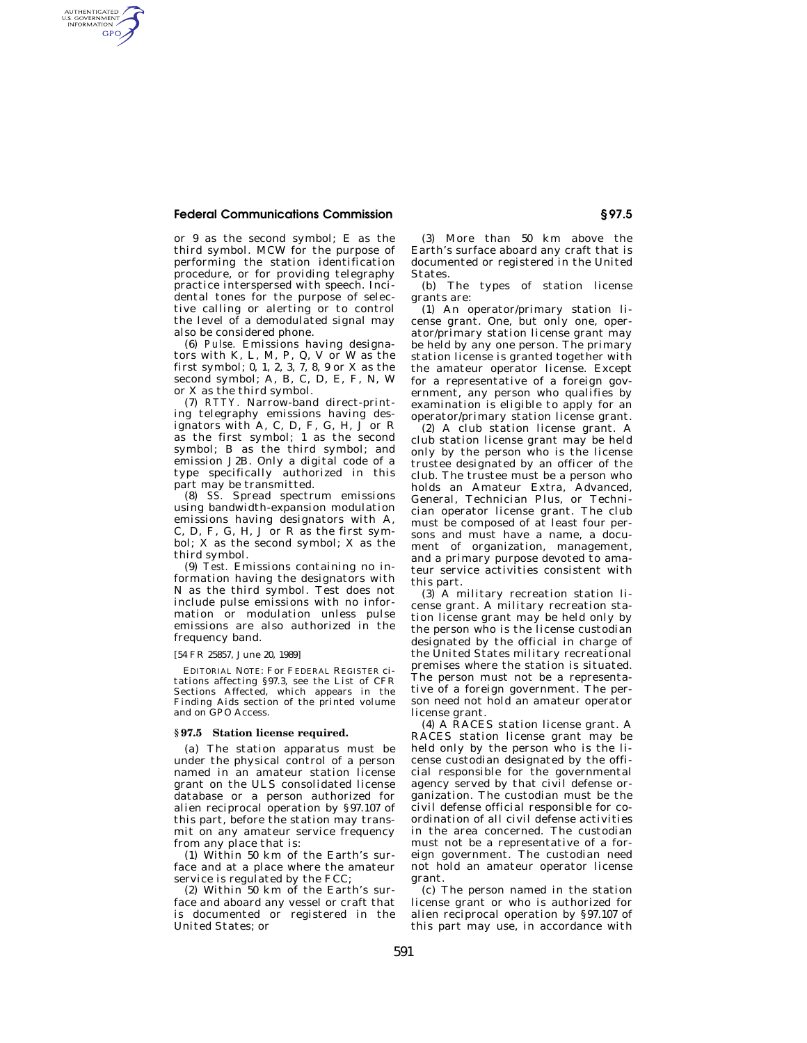or 9 as the second symbol; E as the third symbol. MCW for the purpose of performing the station identification procedure, or for providing telegraphy practice interspersed with speech. Incidental tones for the purpose of selective calling or alerting or to control the level of a demodulated signal may also be considered phone.

(6) *Pulse.* Emissions having designators with K, L, M, P, Q, V or W as the first symbol; 0, 1, 2, 3, 7, 8, 9 or X as the second symbol; A, B, C, D, E, F, N, W or X as the third symbol.

(7) *RTTY.* Narrow-band direct-printing telegraphy emissions having designators with A, C, D, F, G, H, J or R as the first symbol; 1 as the second symbol; B as the third symbol; and emission J2B. Only a digital code of a type specifically authorized in this part may be transmitted.

(8) *SS.* Spread spectrum emissions using bandwidth-expansion modulation emissions having designators with A, C, D, F, G, H, J or R as the first symbol; X as the second symbol; X as the third symbol.

(9) *Test.* Emissions containing no information having the designators with N as the third symbol. Test does not include pulse emissions with no information or modulation unless pulse emissions are also authorized in the frequency band.

[54 FR 25857, June 20, 1989]

EDITORIAL NOTE: For FEDERAL REGISTER citations affecting §97.3, see the List of CFR Sections Affected, which appears in the Finding Aids section of the printed volume and on GPO Access.

### §97.5 Station license required.

(a) The station apparatus must be under the physical control of a person named in an amateur station license grant on the ULS consolidated license database or a person authorized for alien reciprocal operation by §97.107 of this part, before the station may transmit on any amateur service frequency from any place that is:

(1) Within 50 km of the Earth's surface and at a place where the amateur service is regulated by the FCC;

(2) Within 50 km of the Earth's surface and aboard any vessel or craft that is documented or registered in the United States; or

(3) More than 50 km above the Earth's surface aboard any craft that is documented or registered in the United States.

(b) The types of station license grants are:

(1) An operator/primary station license grant. One, but only one, operator/primary station license grant may be held by any one person. The primary station license is granted together with the amateur operator license. Except for a representative of a foreign government, any person who qualifies by examination is eligible to apply for an operator/primary station license grant.

(2) A club station license grant. A club station license grant may be held only by the person who is the license trustee designated by an officer of the club. The trustee must be a person who holds an Amateur Extra, Advanced, General, Technician Plus, or Technician operator license grant. The club must be composed of at least four persons and must have a name, a document of organization, management, and a primary purpose devoted to amateur service activities consistent with this part.

(3) A military recreation station license grant. A military recreation station license grant may be held only by the person who is the license custodian designated by the official in charge of the United States military recreational premises where the station is situated. The person must not be a representative of a foreign government. The person need not hold an amateur operator license grant.

(4) A RACES station license grant. A RACES station license grant may be held only by the person who is the license custodian designated by the official responsible for the governmental agency served by that civil defense organization. The custodian must be the civil defense official responsible for coordination of all civil defense activities in the area concerned. The custodian must not be a representative of a foreign government. The custodian need not hold an amateur operator license grant.

(c) The person named in the station license grant or who is authorized for alien reciprocal operation by §97.107 of this part may use, in accordance with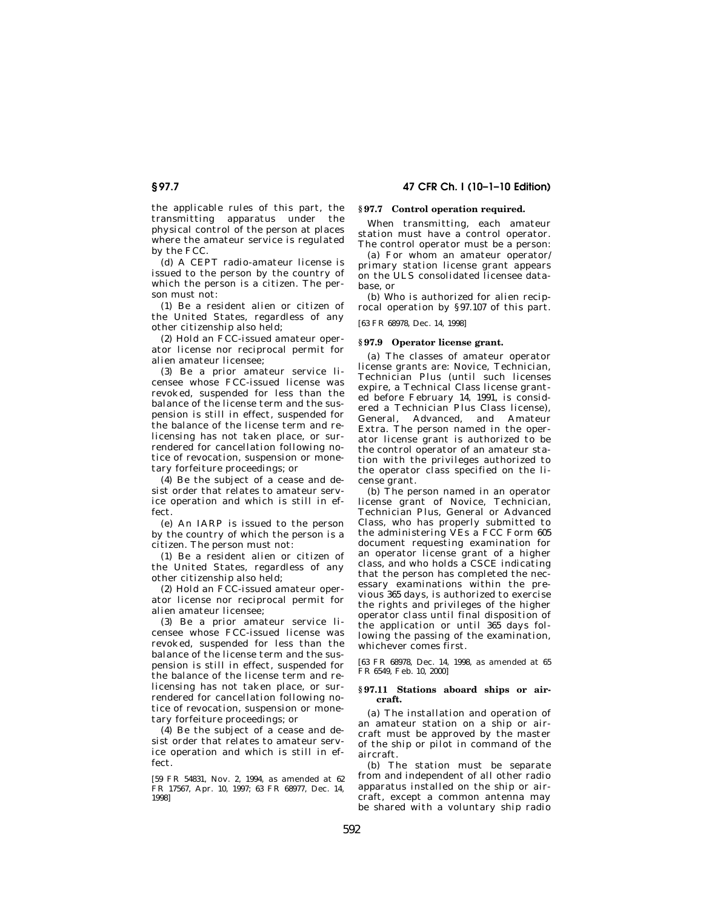the applicable rules of this part, the transmitting apparatus under the physical control of the person at places where the amateur service is regulated by the FCC.

(d) A CEPT radio-amateur license is issued to the person by the country of which the person is a citizen. The person must not:

(1) Be a resident alien or citizen of the United States, regardless of any other citizenship also held;

(2) Hold an FCC-issued amateur operator license nor reciprocal permit for alien amateur licensee;

(3) Be a prior amateur service licensee whose FCC-issued license was revoked, suspended for less than the balance of the license term and the suspension is still in effect, suspended for the balance of the license term and relicensing has not taken place, or surrendered for cancellation following notice of revocation, suspension or monetary forfeiture proceedings; or

(4) Be the subject of a cease and desist order that relates to amateur service operation and which is still in effect.

(e) An IARP is issued to the person by the country of which the person is a citizen. The person must not:

(1) Be a resident alien or citizen of the United States, regardless of any other citizenship also held;

(2) Hold an FCC-issued amateur operator license nor reciprocal permit for alien amateur licensee;

(3) Be a prior amateur service licensee whose FCC-issued license was revoked, suspended for less than the balance of the license term and the suspension is still in effect, suspended for the balance of the license term and relicensing has not taken place, or surrendered for cancellation following notice of revocation, suspension or monetary forfeiture proceedings; or

(4) Be the subject of a cease and desist order that relates to amateur service operation and which is still in effect.

[59 FR 54831, Nov. 2, 1994, as amended at 62 FR 17567, Apr. 10, 1997; 63 FR 68977, Dec. 14, 1998]

## § 97.7 Control operation required.

When transmitting, each amateur station must have a control operator. The control operator must be a person:

(a) For whom an amateur operator/primary station license grant appears on the ULS consolidated licensee database, or

(b) Who is authorized for alien reciprocal operation by § 97.107 of this part.

[63 FR 68978, Dec. 14, 1998]

## § 97.9 Operator license grant.

(a) The classes of amateur operator license grants are: Novice, Technician, Technician Plus (until such licenses expire, a Technical Class license granted before February 14, 1991, is considered a Technician Plus Class license), General, Advanced, and Amateur Extra. The person named in the operator license grant is authorized to be the control operator of an amateur station with the privileges authorized to the operator class specified on the license grant.

(b) The person named in an operator license grant of Novice, Technician, Technician Plus, General or Advanced Class, who has properly submitted to the administering VEs a FCC Form 605 document requesting examination for an operator license grant of a higher class, and who holds a CSCE indicating that the person has completed the necessary examinations within the previous 365 days, is authorized to exercise the rights and privileges of the higher operator class until final disposition of the application or until 365 days following the passing of the examination, whichever comes first.

[63 FR 68978, Dec. 14, 1998, as amended at 65 FR 6549, Feb. 10, 2000]

## § 97.11 Stations aboard ships or aircraft.

(a) The installation and operation of an amateur station on a ship or aircraft must be approved by the master of the ship or pilot in command of the aircraft.

(b) The station must be separate from and independent of all other radio apparatus installed on the ship or aircraft, except a common antenna may be shared with a voluntary ship radio